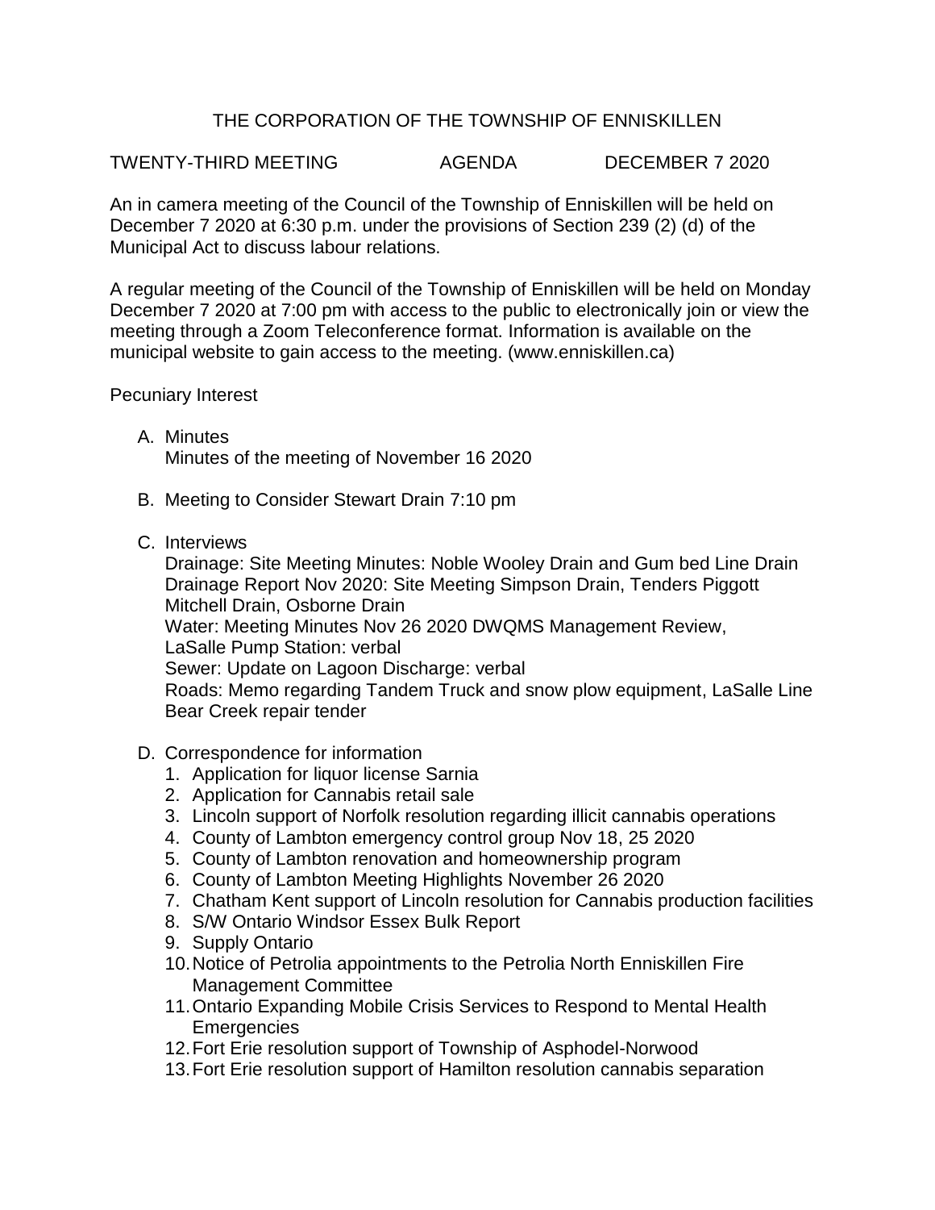# THE CORPORATION OF THE TOWNSHIP OF ENNISKILLEN

TWENTY-THIRD MEETING AGENDA DECEMBER 7 2020

An in camera meeting of the Council of the Township of Enniskillen will be held on December 7 2020 at 6:30 p.m. under the provisions of Section 239 (2) (d) of the Municipal Act to discuss labour relations.

A regular meeting of the Council of the Township of Enniskillen will be held on Monday December 7 2020 at 7:00 pm with access to the public to electronically join or view the meeting through a Zoom Teleconference format. Information is available on the municipal website to gain access to the meeting. (www.enniskillen.ca)

Pecuniary Interest

A. Minutes
   Minutes of the meeting of November 16 2020

B. Meeting to Consider Stewart Drain 7:10 pm

C. Interviews
   Drainage: Site Meeting Minutes: Noble Wooley Drain and Gum bed Line Drain
   Drainage Report Nov 2020: Site Meeting Simpson Drain, Tenders Piggott Mitchell Drain, Osborne Drain
   Water: Meeting Minutes Nov 26 2020 DWQMS Management Review, LaSalle Pump Station: verbal
   Sewer: Update on Lagoon Discharge: verbal
   Roads: Memo regarding Tandem Truck and snow plow equipment, LaSalle Line Bear Creek repair tender

D. Correspondence for information
   1. Application for liquor license Sarnia
   2. Application for Cannabis retail sale
   3. Lincoln support of Norfolk resolution regarding illicit cannabis operations
   4. County of Lambton emergency control group Nov 18, 25 2020
   5. County of Lambton renovation and homeownership program
   6. County of Lambton Meeting Highlights November 26 2020
   7. Chatham Kent support of Lincoln resolution for Cannabis production facilities
   8. S/W Ontario Windsor Essex Bulk Report
   9. Supply Ontario
   10. Notice of Petrolia appointments to the Petrolia North Enniskillen Fire Management Committee
   11. Ontario Expanding Mobile Crisis Services to Respond to Mental Health Emergencies
   12. Fort Erie resolution support of Township of Asphodel-Norwood
   13. Fort Erie resolution support of Hamilton resolution cannabis separation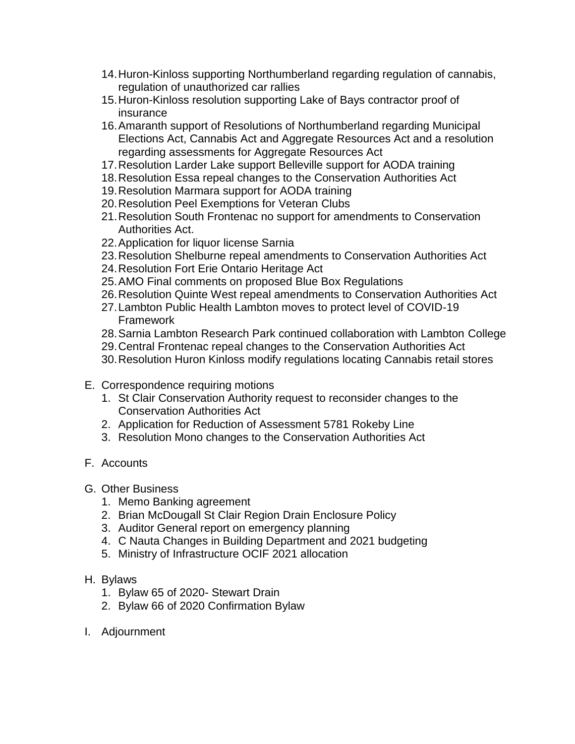14. Huron-Kinloss supporting Northumberland regarding regulation of cannabis, regulation of unauthorized car rallies
15. Huron-Kinloss resolution supporting Lake of Bays contractor proof of insurance
16. Amaranth support of Resolutions of Northumberland regarding Municipal Elections Act, Cannabis Act and Aggregate Resources Act and a resolution regarding assessments for Aggregate Resources Act
17. Resolution Larder Lake support Belleville support for AODA training
18. Resolution Essa repeal changes to the Conservation Authorities Act
19. Resolution Marmara support for AODA training
20. Resolution Peel Exemptions for Veteran Clubs
21. Resolution South Frontenac no support for amendments to Conservation Authorities Act.
22. Application for liquor license Sarnia
23. Resolution Shelburne repeal amendments to Conservation Authorities Act
24. Resolution Fort Erie Ontario Heritage Act
25. AMO Final comments on proposed Blue Box Regulations
26. Resolution Quinte West repeal amendments to Conservation Authorities Act
27. Lambton Public Health Lambton moves to protect level of COVID-19 Framework
28. Sarnia Lambton Research Park continued collaboration with Lambton College
29. Central Frontenac repeal changes to the Conservation Authorities Act
30. Resolution Huron Kinloss modify regulations locating Cannabis retail stores

E. Correspondence requiring motions
   1. St Clair Conservation Authority request to reconsider changes to the Conservation Authorities Act
   2. Application for Reduction of Assessment 5781 Rokeby Line
   3. Resolution Mono changes to the Conservation Authorities Act

F. Accounts

G. Other Business
   1. Memo Banking agreement
   2. Brian McDougall St Clair Region Drain Enclosure Policy
   3. Auditor General report on emergency planning
   4. C Nauta Changes in Building Department and 2021 budgeting
   5. Ministry of Infrastructure OCIF 2021 allocation

H. Bylaws
   1. Bylaw 65 of 2020- Stewart Drain
   2. Bylaw 66 of 2020 Confirmation Bylaw

I. Adjournment